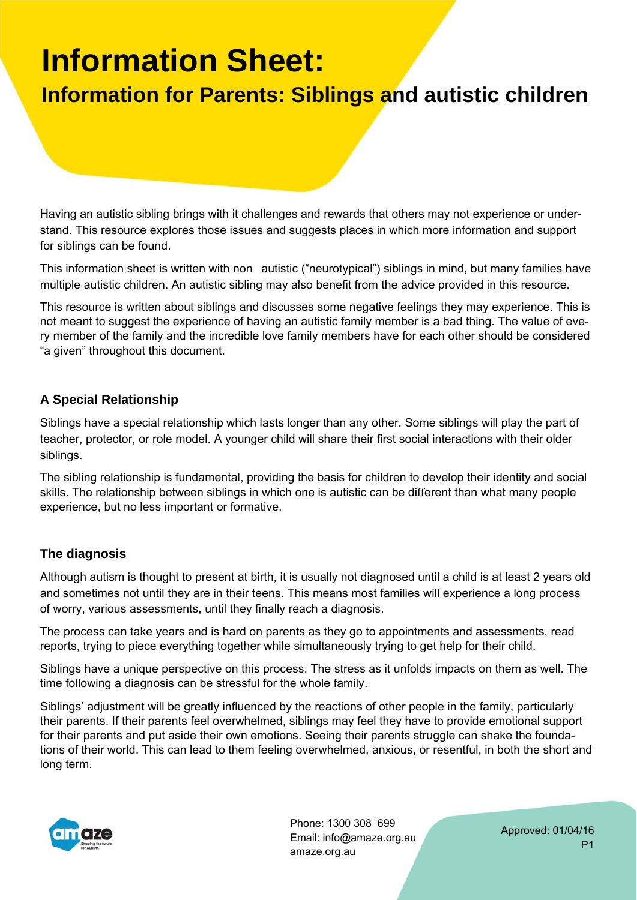# Information Sheet:

## Information for Parents: Siblings and autistic children

Having an autistic sibling brings with it challenges and rewards that others may not experience or understand. This resource explores those issues and suggests places in which more information and support for siblings can be found.

This information sheet is written with non autistic ("neurotypical") siblings in mind, but many families have multiple autistic children. An autistic sibling may also benefit from the advice provided in this resource.

This resource is written about siblings and discusses some negative feelings they may experience. This is not meant to suggest the experience of having an autistic family member is a bad thing. The value of every member of the family and the incredible love family members have for each other should be considered "a given" throughout this document.

### A Special Relationship

Siblings have a special relationship which lasts longer than any other. Some siblings will play the part of teacher, protector, or role model. A younger child will share their first social interactions with their older siblings.

The sibling relationship is fundamental, providing the basis for children to develop their identity and social skills. The relationship between siblings in which one is autistic can be different than what many people experience, but no less important or formative.

### The diagnosis

Although autism is thought to present at birth, it is usually not diagnosed until a child is at least 2 years old and sometimes not until they are in their teens. This means most families will experience a long process of worry, various assessments, until they finally reach a diagnosis.

The process can take years and is hard on parents as they go to appointments and assessments, read reports, trying to piece everything together while simultaneously trying to get help for their child.

Siblings have a unique perspective on this process. The stress as it unfolds impacts on them as well. The time following a diagnosis can be stressful for the whole family.

Siblings' adjustment will be greatly influenced by the reactions of other people in the family, particularly their parents. If their parents feel overwhelmed, siblings may feel they have to provide emotional support for their parents and put aside their own emotions. Seeing their parents struggle can shake the foundations of their world. This can lead to them feeling overwhelmed, anxious, or resentful, in both the short and long term.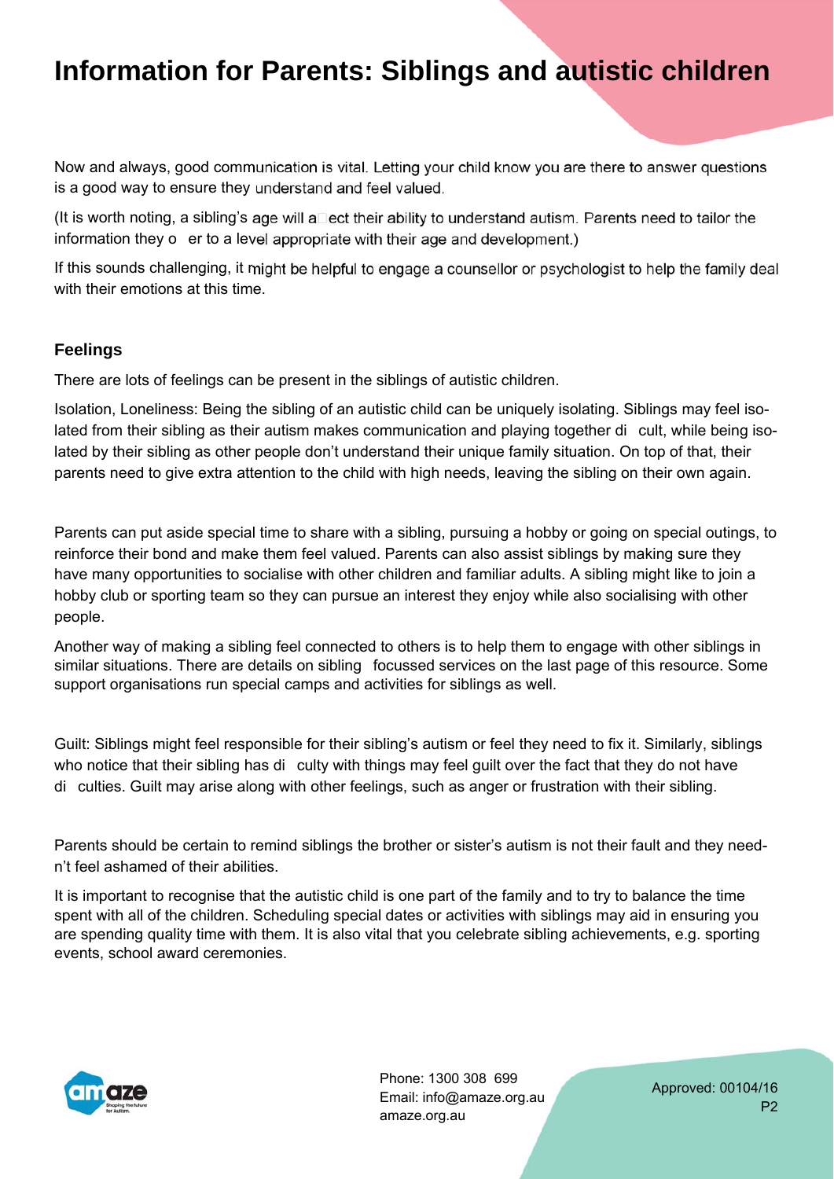# Information for Parents: Siblings and autistic children

Now and always, good communication is vital. Letting your child know you are there to answer questions is a good way to ensure they understand and feel valued.

(It is worth noting, a sibling's age will affect their ability to understand autism. Parents need to tailor the information they offer to a level appropriate with their age and development.)

If this sounds challenging, it might be helpful to engage a counsellor or psychologist to help the family deal with their emotions at this time.

### Feelings

There are lots of feelings can be present in the siblings of autistic children.

Isolation, Loneliness: Being the sibling of an autistic child can be uniquely isolating. Siblings may feel isolated from their sibling as their autism makes communication and playing together difficult, while being isolated by their sibling as other people don't understand their unique family situation. On top of that, their parents need to give extra attention to the child with high needs, leaving the sibling on their own again.

Parents can put aside special time to share with a sibling, pursuing a hobby or going on special outings, to reinforce their bond and make them feel valued. Parents can also assist siblings by making sure they have many opportunities to socialise with other children and familiar adults. A sibling might like to join a hobby club or sporting team so they can pursue an interest they enjoy while also socialising with other people.

Another way of making a sibling feel connected to others is to help them to engage with other siblings in similar situations. There are details on sibling focussed services on the last page of this resource. Some support organisations run special camps and activities for siblings as well.

Guilt: Siblings might feel responsible for their sibling's autism or feel they need to fix it. Similarly, siblings who notice that their sibling has difficulty with things may feel guilt over the fact that they do not have difficulties. Guilt may arise along with other feelings, such as anger or frustration with their sibling.

Parents should be certain to remind siblings the brother or sister's autism is not their fault and they needn't feel ashamed of their abilities.

It is important to recognise that the autistic child is one part of the family and to try to balance the time spent with all of the children. Scheduling special dates or activities with siblings may aid in ensuring you are spending quality time with them. It is also vital that you celebrate sibling achievements, e.g. sporting events, school award ceremonies.

Phone: 1300 308 699
Email: info@amaze.org.au
amaze.org.au

Approved: 00104/16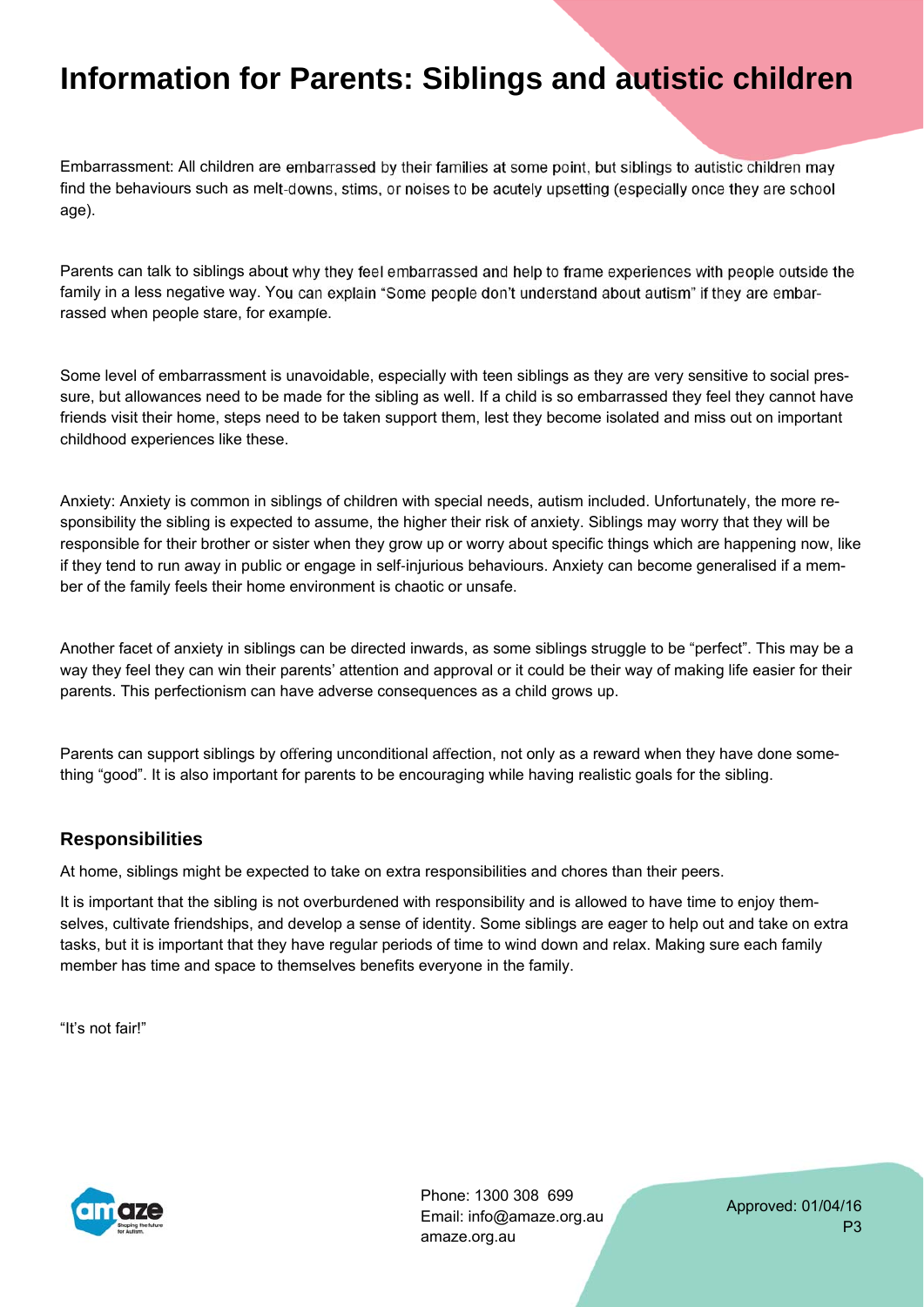# Information for Parents: Siblings and autistic children

Embarrassment: All children are embarrassed by their families at some point, but siblings to autistic children may find the behaviours such as melt-downs, stims, or noises to be acutely upsetting (especially once they are school age).

Parents can talk to siblings about why they feel embarrassed and help to frame experiences with people outside the family in a less negative way. You can explain "Some people don't understand about autism" if they are embarrassed when people stare, for example.

Some level of embarrassment is unavoidable, especially with teen siblings as they are very sensitive to social pressure, but allowances need to be made for the sibling as well. If a child is so embarrassed they feel they cannot have friends visit their home, steps need to be taken support them, lest they become isolated and miss out on important childhood experiences like these.

Anxiety: Anxiety is common in siblings of children with special needs, autism included. Unfortunately, the more responsibility the sibling is expected to assume, the higher their risk of anxiety. Siblings may worry that they will be responsible for their brother or sister when they grow up or worry about specific things which are happening now, like if they tend to run away in public or engage in self-injurious behaviours. Anxiety can become generalised if a member of the family feels their home environment is chaotic or unsafe.

Another facet of anxiety in siblings can be directed inwards, as some siblings struggle to be "perfect". This may be a way they feel they can win their parents' attention and approval or it could be their way of making life easier for their parents. This perfectionism can have adverse consequences as a child grows up.

Parents can support siblings by offering unconditional affection, not only as a reward when they have done something "good". It is also important for parents to be encouraging while having realistic goals for the sibling.

### Responsibilities

At home, siblings might be expected to take on extra responsibilities and chores than their peers.

It is important that the sibling is not overburdened with responsibility and is allowed to have time to enjoy themselves, cultivate friendships, and develop a sense of identity. Some siblings are eager to help out and take on extra tasks, but it is important that they have regular periods of time to wind down and relax. Making sure each family member has time and space to themselves benefits everyone in the family.

"It's not fair!"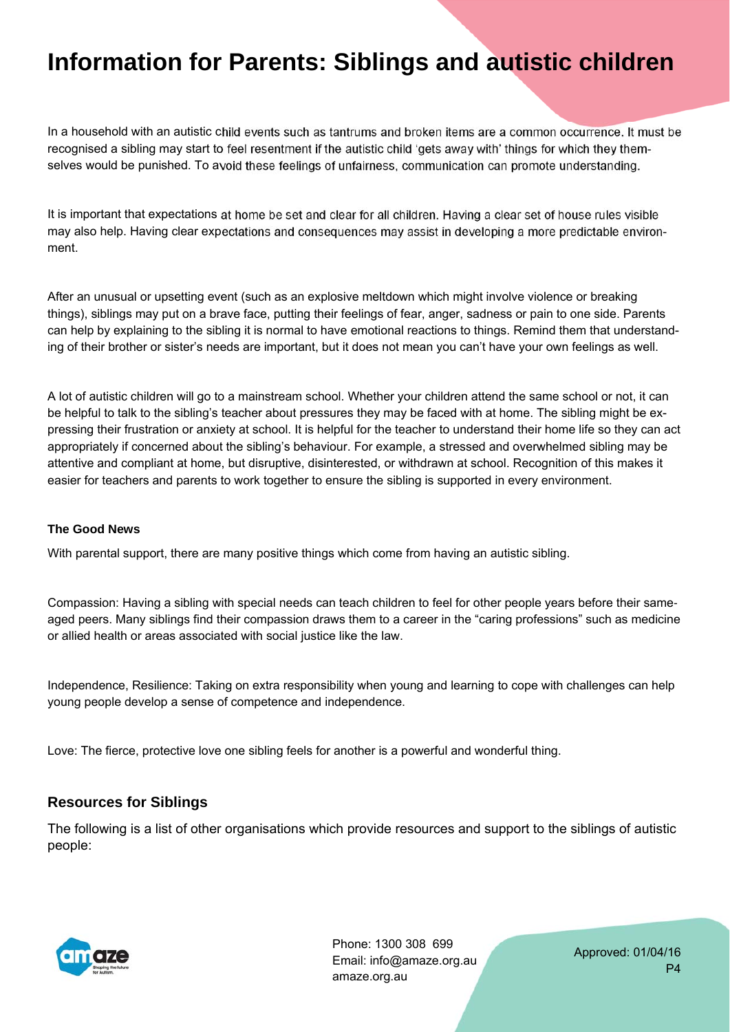# Information for Parents: Siblings and autistic children

In a household with an autistic child events such as tantrums and broken items are a common occurrence. It must be recognised a sibling may start to feel resentment if the autistic child 'gets away with' things for which they themselves would be punished. To avoid these feelings of unfairness, communication can promote understanding.

It is important that expectations at home be set and clear for all children. Having a clear set of house rules visible may also help. Having clear expectations and consequences may assist in developing a more predictable environment.

After an unusual or upsetting event (such as an explosive meltdown which might involve violence or breaking things), siblings may put on a brave face, putting their feelings of fear, anger, sadness or pain to one side. Parents can help by explaining to the sibling it is normal to have emotional reactions to things. Remind them that understanding of their brother or sister's needs are important, but it does not mean you can't have your own feelings as well.

A lot of autistic children will go to a mainstream school. Whether your children attend the same school or not, it can be helpful to talk to the sibling's teacher about pressures they may be faced with at home. The sibling might be expressing their frustration or anxiety at school. It is helpful for the teacher to understand their home life so they can act appropriately if concerned about the sibling's behaviour. For example, a stressed and overwhelmed sibling may be attentive and compliant at home, but disruptive, disinterested, or withdrawn at school. Recognition of this makes it easier for teachers and parents to work together to ensure the sibling is supported in every environment.

**The Good News**

With parental support, there are many positive things which come from having an autistic sibling.

Compassion: Having a sibling with special needs can teach children to feel for other people years before their same-aged peers. Many siblings find their compassion draws them to a career in the "caring professions" such as medicine or allied health or areas associated with social justice like the law.

Independence, Resilience: Taking on extra responsibility when young and learning to cope with challenges can help young people develop a sense of competence and independence.

Love: The fierce, protective love one sibling feels for another is a powerful and wonderful thing.

## Resources for Siblings

The following is a list of other organisations which provide resources and support to the siblings of autistic people:

Phone: 1300 308 699
Email: info@amaze.org.au
amaze.org.au

Approved: 01/04/16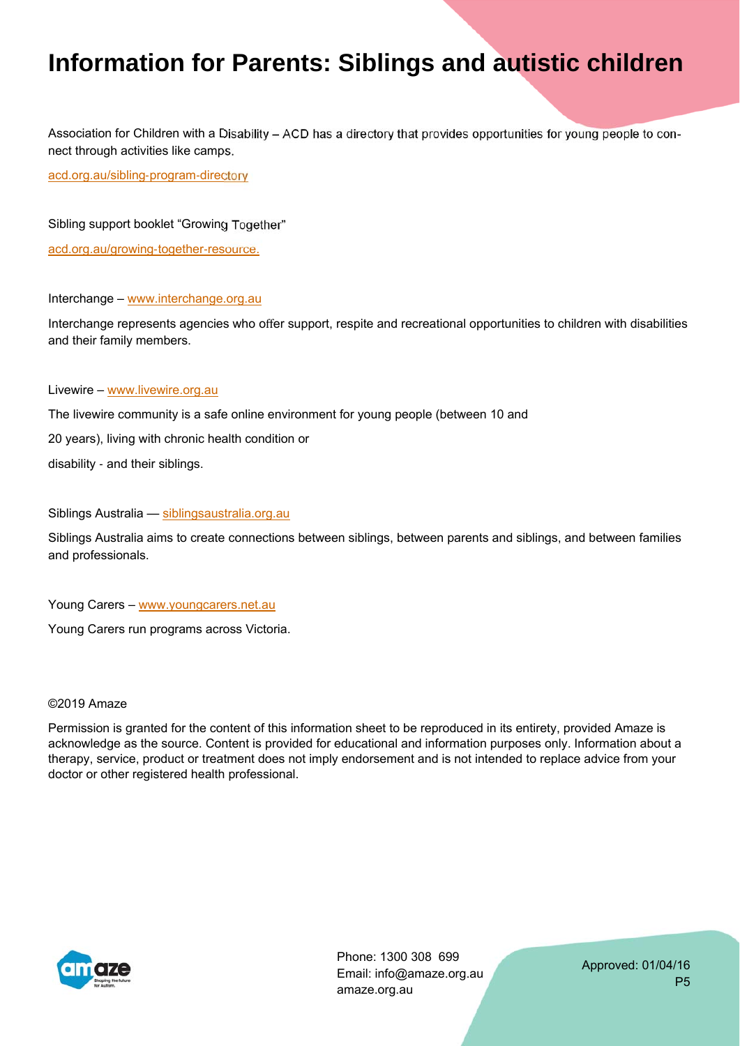# Information for Parents: Siblings and autistic children

Association for Children with a Disability – ACD has a directory that provides opportunities for young people to connect through activities like camps.

acd.org.au/sibling-program-directory

Sibling support booklet "Growing Together"

acd.org.au/growing-together-resource.

Interchange – www.interchange.org.au

Interchange represents agencies who offer support, respite and recreational opportunities to children with disabilities and their family members.

Livewire – www.livewire.org.au

The livewire community is a safe online environment for young people (between 10 and 20 years), living with chronic health condition or disability - and their siblings.

Siblings Australia — siblingsaustralia.org.au

Siblings Australia aims to create connections between siblings, between parents and siblings, and between families and professionals.

Young Carers – www.youngcarers.net.au

Young Carers run programs across Victoria.

©2019 Amaze

Permission is granted for the content of this information sheet to be reproduced in its entirety, provided Amaze is acknowledge as the source. Content is provided for educational and information purposes only. Information about a therapy, service, product or treatment does not imply endorsement and is not intended to replace advice from your doctor or other registered health professional.

Phone: 1300 308 699
Email: info@amaze.org.au
amaze.org.au

Approved: 01/04/16